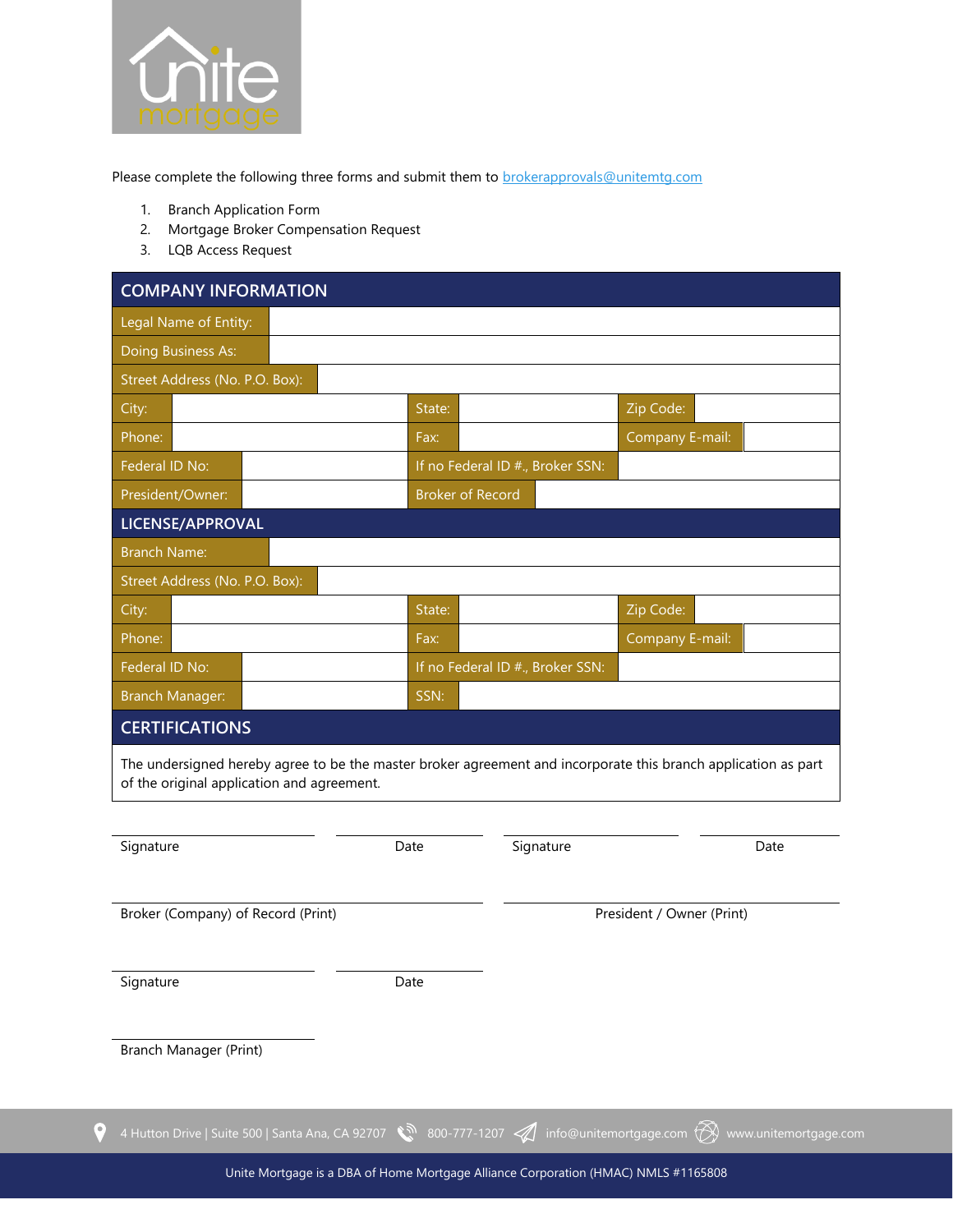Please complete the following three forms and submit them to brokerapprovals@unitemtg.com

1. Branch Application Form
2. Mortgage Broker Compensation Request
3. LQB Access Request

## COMPANY INFORMATION

| | | | | | |
|---|---|---|---|---|---|
| Legal Name of Entity: | | | | | |
| Doing Business As: | | | | | |
| Street Address (No. P.O. Box): | | | | | |
| City: | | State: | | Zip Code: | |
| Phone: | | Fax: | | Company E-mail: | |
| Federal ID No: | | If no Federal ID #., Broker SSN: | | | |
| President/Owner: | | Broker of Record | | | |

## LICENSE/APPROVAL

| | | | | | |
|---|---|---|---|---|---|
| Branch Name: | | | | | |
| Street Address (No. P.O. Box): | | | | | |
| City: | | State: | | Zip Code: | |
| Phone: | | Fax: | | Company E-mail: | |
| Federal ID No: | | If no Federal ID #., Broker SSN: | | | |
| Branch Manager: | | SSN: | | | |

## CERTIFICATIONS

The undersigned hereby agree to be the master broker agreement and incorporate this branch application as part of the original application and agreement.

Signature ______________________ Date ______________

Broker (Company) of Record (Print) ______________________

Signature ______________________ Date ______________

President / Owner (Print) ______________________

Signature ______________________ Date ______________

Branch Manager (Print) ______________________

4 Hutton Drive | Suite 500 | Santa Ana, CA 92707 800-777-1207 info@unitemortgage.com www.unitemortgage.com

Unite Mortgage is a DBA of Home Mortgage Alliance Corporation (HMAC) NMLS #1165808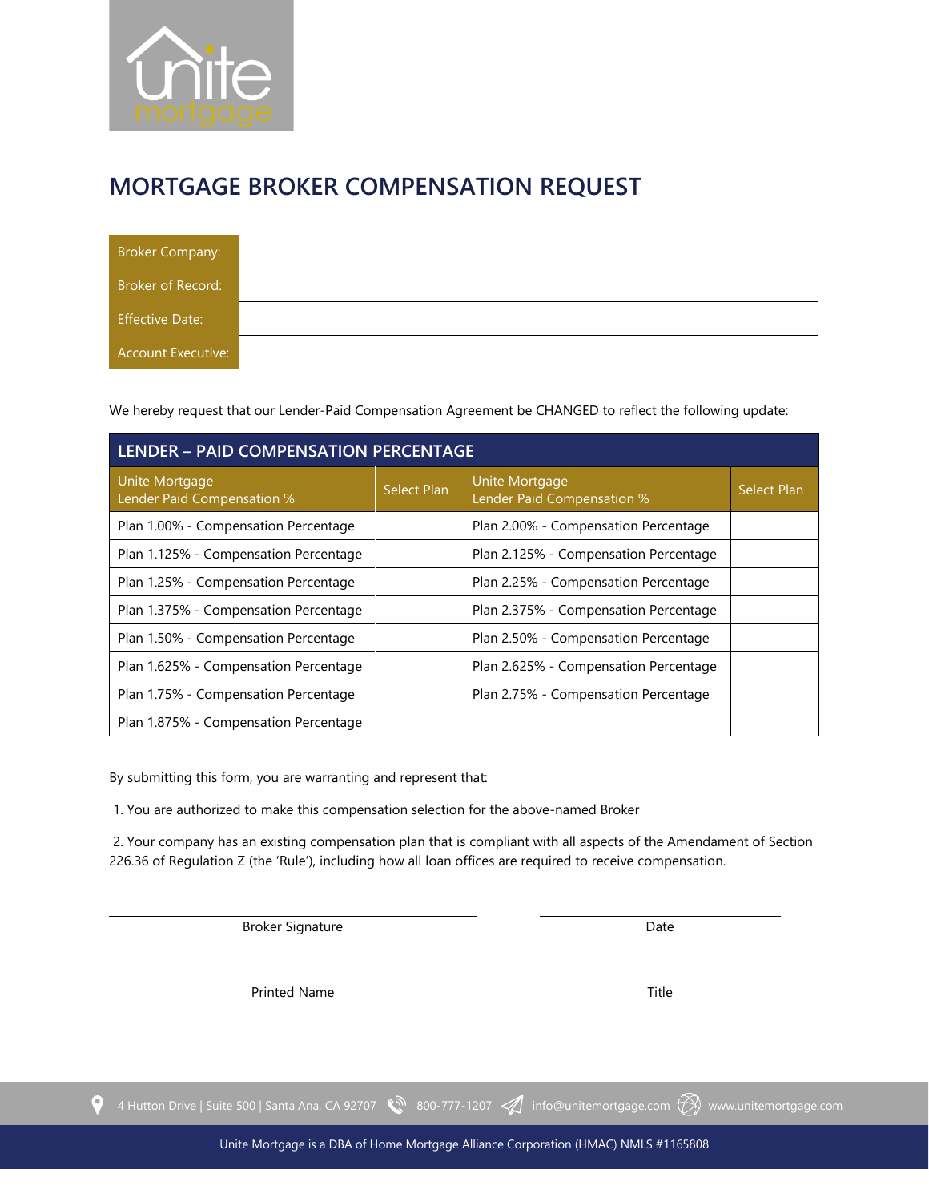# MORTGAGE BROKER COMPENSATION REQUEST

| | |
|---|---|
| Broker Company: | |
| Broker of Record: | |
| Effective Date: | |
| Account Executive: | |

We hereby request that our Lender-Paid Compensation Agreement be CHANGED to reflect the following update:

| LENDER – PAID COMPENSATION PERCENTAGE | | | |
|---|---|---|---|
| Unite Mortgage Lender Paid Compensation % | Select Plan | Unite Mortgage Lender Paid Compensation % | Select Plan |
| Plan 1.00% - Compensation Percentage | | Plan 2.00% - Compensation Percentage | |
| Plan 1.125% - Compensation Percentage | | Plan 2.125% - Compensation Percentage | |
| Plan 1.25% - Compensation Percentage | | Plan 2.25% - Compensation Percentage | |
| Plan 1.375% - Compensation Percentage | | Plan 2.375% - Compensation Percentage | |
| Plan 1.50% - Compensation Percentage | | Plan 2.50% - Compensation Percentage | |
| Plan 1.625% - Compensation Percentage | | Plan 2.625% - Compensation Percentage | |
| Plan 1.75% - Compensation Percentage | | Plan 2.75% - Compensation Percentage | |
| Plan 1.875% - Compensation Percentage | | | |

By submitting this form, you are warranting and represent that:

1. You are authorized to make this compensation selection for the above-named Broker

2. Your company has an existing compensation plan that is compliant with all aspects of the Amendament of Section 226.36 of Regulation Z (the 'Rule'), including how all loan offices are required to receive compensation.

Broker Signature ______________________ Date ______________________

Printed Name ______________________ Title ______________________

4 Hutton Drive | Suite 500 | Santa Ana, CA 92707 800-777-1207 info@unitemortgage.com www.unitemortgage.com

Unite Mortgage is a DBA of Home Mortgage Alliance Corporation (HMAC) NMLS #1165808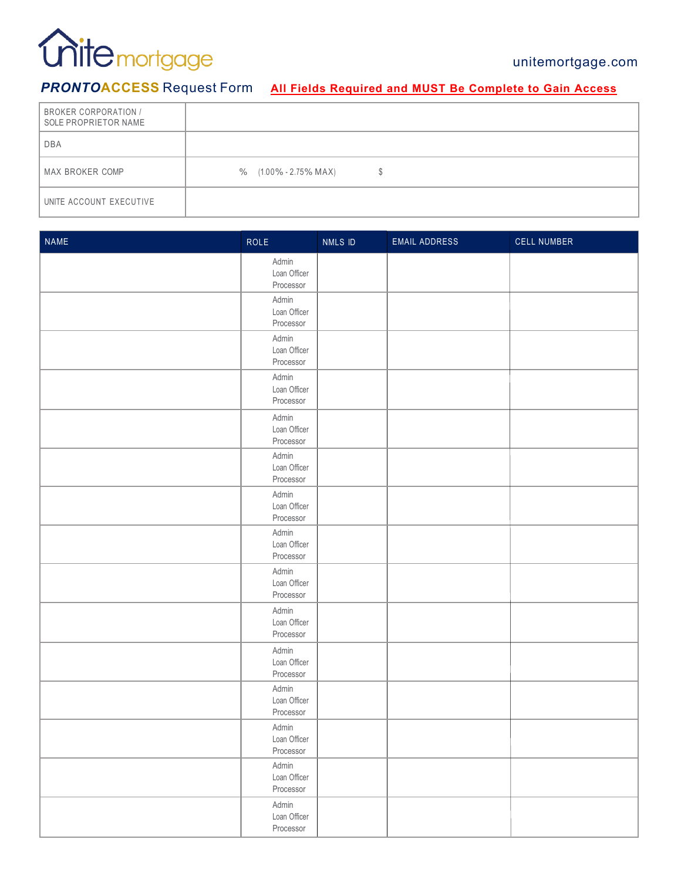unitemortgage

unitemortgage.com

## *PRONTO*ACCESS Request Form

**All Fields Required and MUST Be Complete to Gain Access**

| | |
|---|---|
| BROKER CORPORATION / SOLE PROPRIETOR NAME | |
| DBA | |
| MAX BROKER COMP | % (1.00% - 2.75% MAX) $ |
| UNITE ACCOUNT EXECUTIVE | |

| NAME | ROLE | NMLS ID | EMAIL ADDRESS | CELL NUMBER |
|---|---|---|---|---|
| | Admin<br>Loan Officer<br>Processor | | | |
| | Admin<br>Loan Officer<br>Processor | | | |
| | Admin<br>Loan Officer<br>Processor | | | |
| | Admin<br>Loan Officer<br>Processor | | | |
| | Admin<br>Loan Officer<br>Processor | | | |
| | Admin<br>Loan Officer<br>Processor | | | |
| | Admin<br>Loan Officer<br>Processor | | | |
| | Admin<br>Loan Officer<br>Processor | | | |
| | Admin<br>Loan Officer<br>Processor | | | |
| | Admin<br>Loan Officer<br>Processor | | | |
| | Admin<br>Loan Officer<br>Processor | | | |
| | Admin<br>Loan Officer<br>Processor | | | |
| | Admin<br>Loan Officer<br>Processor | | | |
| | Admin<br>Loan Officer<br>Processor | | | |
| | Admin<br>Loan Officer<br>Processor | | | |